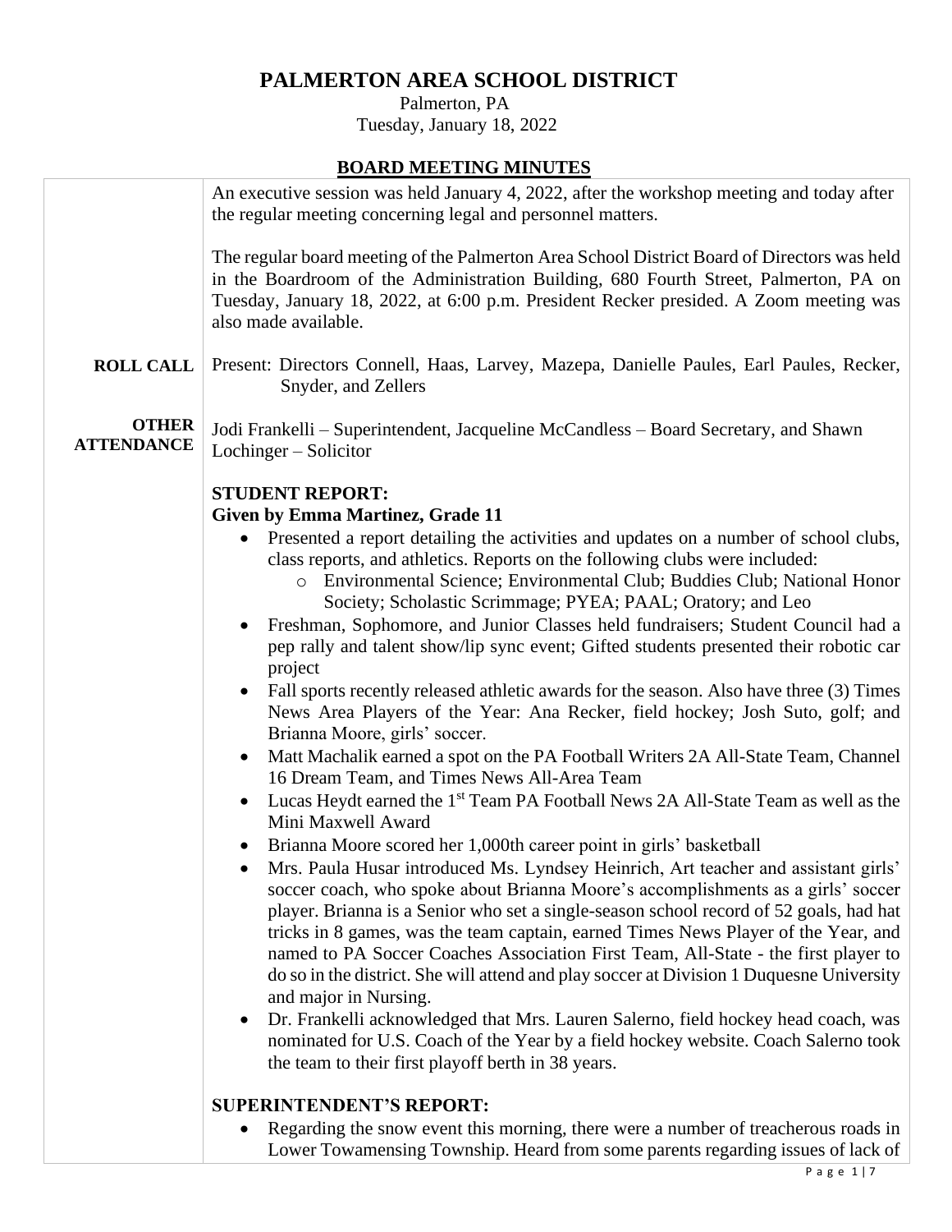# PALMERTON AREA SCHOOL DISTRICT

Palmerton, PA
Tuesday, January 18, 2022

## BOARD MEETING MINUTES

An executive session was held January 4, 2022, after the workshop meeting and today after the regular meeting concerning legal and personnel matters.

The regular board meeting of the Palmerton Area School District Board of Directors was held in the Boardroom of the Administration Building, 680 Fourth Street, Palmerton, PA on Tuesday, January 18, 2022, at 6:00 p.m. President Recker presided. A Zoom meeting was also made available.

**ROLL CALL**

Present: Directors Connell, Haas, Larvey, Mazepa, Danielle Paules, Earl Paules, Recker, Snyder, and Zellers

**OTHER ATTENDANCE**

Jodi Frankelli – Superintendent, Jacqueline McCandless – Board Secretary, and Shawn Lochinger – Solicitor

**STUDENT REPORT:**
**Given by Emma Martinez, Grade 11**

- Presented a report detailing the activities and updates on a number of school clubs, class reports, and athletics. Reports on the following clubs were included:
  - Environmental Science; Environmental Club; Buddies Club; National Honor Society; Scholastic Scrimmage; PYEA; PAAL; Oratory; and Leo
- Freshman, Sophomore, and Junior Classes held fundraisers; Student Council had a pep rally and talent show/lip sync event; Gifted students presented their robotic car project
- Fall sports recently released athletic awards for the season. Also have three (3) Times News Area Players of the Year: Ana Recker, field hockey; Josh Suto, golf; and Brianna Moore, girls' soccer.
- Matt Machalik earned a spot on the PA Football Writers 2A All-State Team, Channel 16 Dream Team, and Times News All-Area Team
- Lucas Heydt earned the 1st Team PA Football News 2A All-State Team as well as the Mini Maxwell Award
- Brianna Moore scored her 1,000th career point in girls' basketball
- Mrs. Paula Husar introduced Ms. Lyndsey Heinrich, Art teacher and assistant girls' soccer coach, who spoke about Brianna Moore's accomplishments as a girls' soccer player. Brianna is a Senior who set a single-season school record of 52 goals, had hat tricks in 8 games, was the team captain, earned Times News Player of the Year, and named to PA Soccer Coaches Association First Team, All-State - the first player to do so in the district. She will attend and play soccer at Division 1 Duquesne University and major in Nursing.
- Dr. Frankelli acknowledged that Mrs. Lauren Salerno, field hockey head coach, was nominated for U.S. Coach of the Year by a field hockey website. Coach Salerno took the team to their first playoff berth in 38 years.

**SUPERINTENDENT'S REPORT:**

- Regarding the snow event this morning, there were a number of treacherous roads in Lower Towamensing Township. Heard from some parents regarding issues of lack of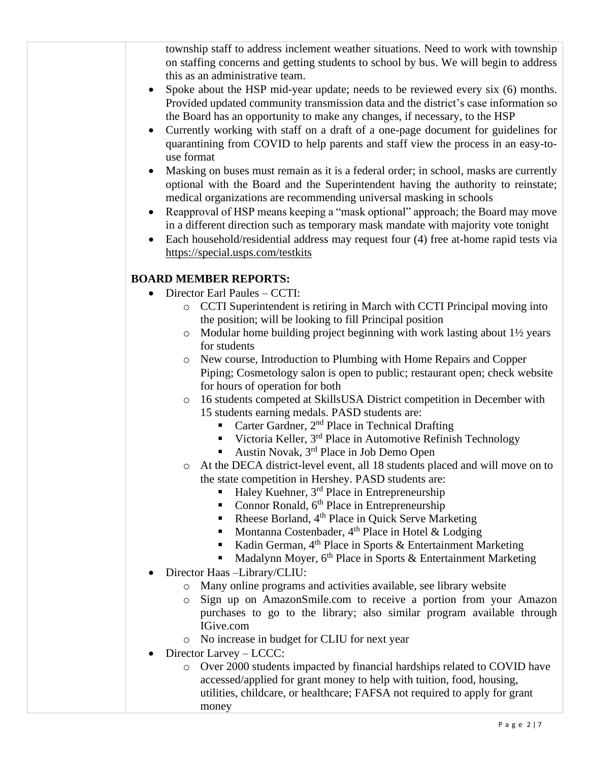township staff to address inclement weather situations. Need to work with township on staffing concerns and getting students to school by bus. We will begin to address this as an administrative team.

- Spoke about the HSP mid-year update; needs to be reviewed every six (6) months. Provided updated community transmission data and the district's case information so the Board has an opportunity to make any changes, if necessary, to the HSP
- Currently working with staff on a draft of a one-page document for guidelines for quarantining from COVID to help parents and staff view the process in an easy-to-use format
- Masking on buses must remain as it is a federal order; in school, masks are currently optional with the Board and the Superintendent having the authority to reinstate; medical organizations are recommending universal masking in schools
- Reapproval of HSP means keeping a "mask optional" approach; the Board may move in a different direction such as temporary mask mandate with majority vote tonight
- Each household/residential address may request four (4) free at-home rapid tests via https://special.usps.com/testkits

**BOARD MEMBER REPORTS:**

- Director Earl Paules – CCTI:
  - CCTI Superintendent is retiring in March with CCTI Principal moving into the position; will be looking to fill Principal position
  - Modular home building project beginning with work lasting about 1½ years for students
  - New course, Introduction to Plumbing with Home Repairs and Copper Piping; Cosmetology salon is open to public; restaurant open; check website for hours of operation for both
  - 16 students competed at SkillsUSA District competition in December with 15 students earning medals. PASD students are:
    - Carter Gardner, 2nd Place in Technical Drafting
    - Victoria Keller, 3rd Place in Automotive Refinish Technology
    - Austin Novak, 3rd Place in Job Demo Open
  - At the DECA district-level event, all 18 students placed and will move on to the state competition in Hershey. PASD students are:
    - Haley Kuehner, 3rd Place in Entrepreneurship
    - Connor Ronald, 6th Place in Entrepreneurship
    - Rheese Borland, 4th Place in Quick Serve Marketing
    - Montanna Costenbader, 4th Place in Hotel & Lodging
    - Kadin German, 4th Place in Sports & Entertainment Marketing
    - Madalynn Moyer, 6th Place in Sports & Entertainment Marketing
- Director Haas –Library/CLIU:
  - Many online programs and activities available, see library website
  - Sign up on AmazonSmile.com to receive a portion from your Amazon purchases to go to the library; also similar program available through IGive.com
  - No increase in budget for CLIU for next year
- Director Larvey – LCCC:
  - Over 2000 students impacted by financial hardships related to COVID have accessed/applied for grant money to help with tuition, food, housing, utilities, childcare, or healthcare; FAFSA not required to apply for grant money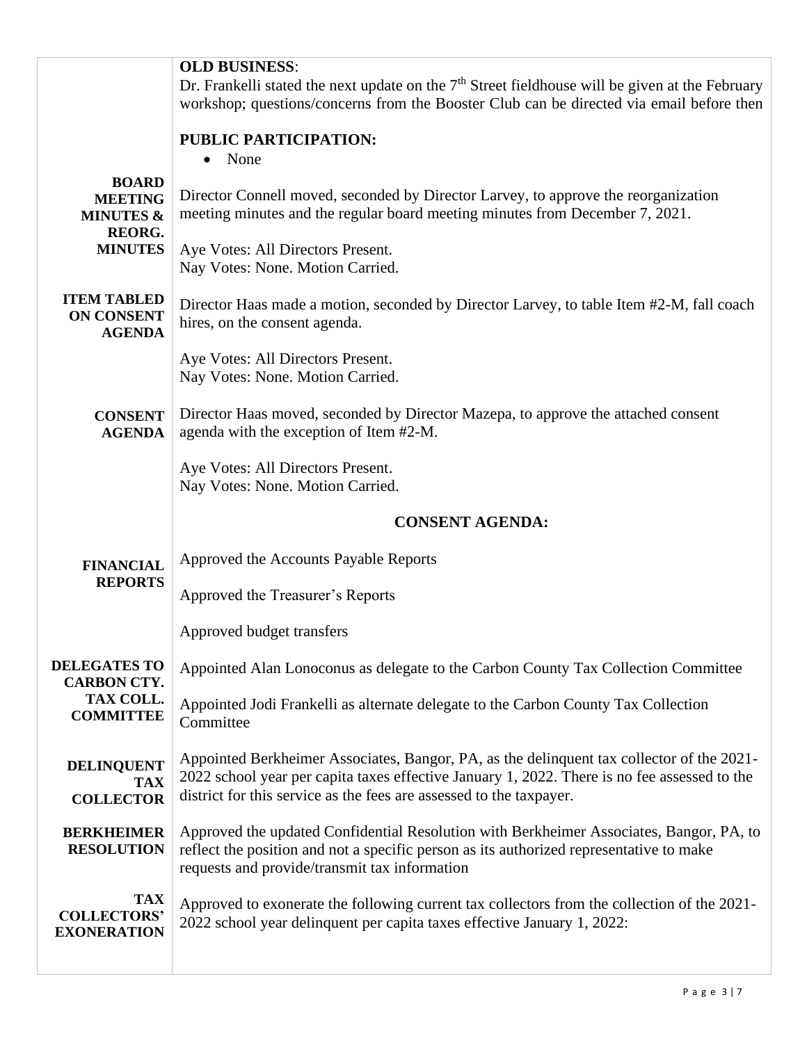**OLD BUSINESS**:

Dr. Frankelli stated the next update on the 7th Street fieldhouse will be given at the February workshop; questions/concerns from the Booster Club can be directed via email before then

**PUBLIC PARTICIPATION:**

- None

**BOARD MEETING MINUTES & REORG. MINUTES**

Director Connell moved, seconded by Director Larvey, to approve the reorganization meeting minutes and the regular board meeting minutes from December 7, 2021.

Aye Votes: All Directors Present.
Nay Votes: None. Motion Carried.

**ITEM TABLED ON CONSENT AGENDA**

Director Haas made a motion, seconded by Director Larvey, to table Item #2-M, fall coach hires, on the consent agenda.

Aye Votes: All Directors Present.
Nay Votes: None. Motion Carried.

**CONSENT AGENDA**

Director Haas moved, seconded by Director Mazepa, to approve the attached consent agenda with the exception of Item #2-M.

Aye Votes: All Directors Present.
Nay Votes: None. Motion Carried.

## CONSENT AGENDA:

**FINANCIAL REPORTS**

Approved the Accounts Payable Reports

Approved the Treasurer's Reports

Approved budget transfers

**DELEGATES TO CARBON CTY. TAX COLL. COMMITTEE**

Appointed Alan Lonoconus as delegate to the Carbon County Tax Collection Committee

Appointed Jodi Frankelli as alternate delegate to the Carbon County Tax Collection Committee

**DELINQUENT TAX COLLECTOR**

Appointed Berkheimer Associates, Bangor, PA, as the delinquent tax collector of the 2021-2022 school year per capita taxes effective January 1, 2022. There is no fee assessed to the district for this service as the fees are assessed to the taxpayer.

**BERKHEIMER RESOLUTION**

Approved the updated Confidential Resolution with Berkheimer Associates, Bangor, PA, to reflect the position and not a specific person as its authorized representative to make requests and provide/transmit tax information

**TAX COLLECTORS' EXONERATION**

Approved to exonerate the following current tax collectors from the collection of the 2021-2022 school year delinquent per capita taxes effective January 1, 2022: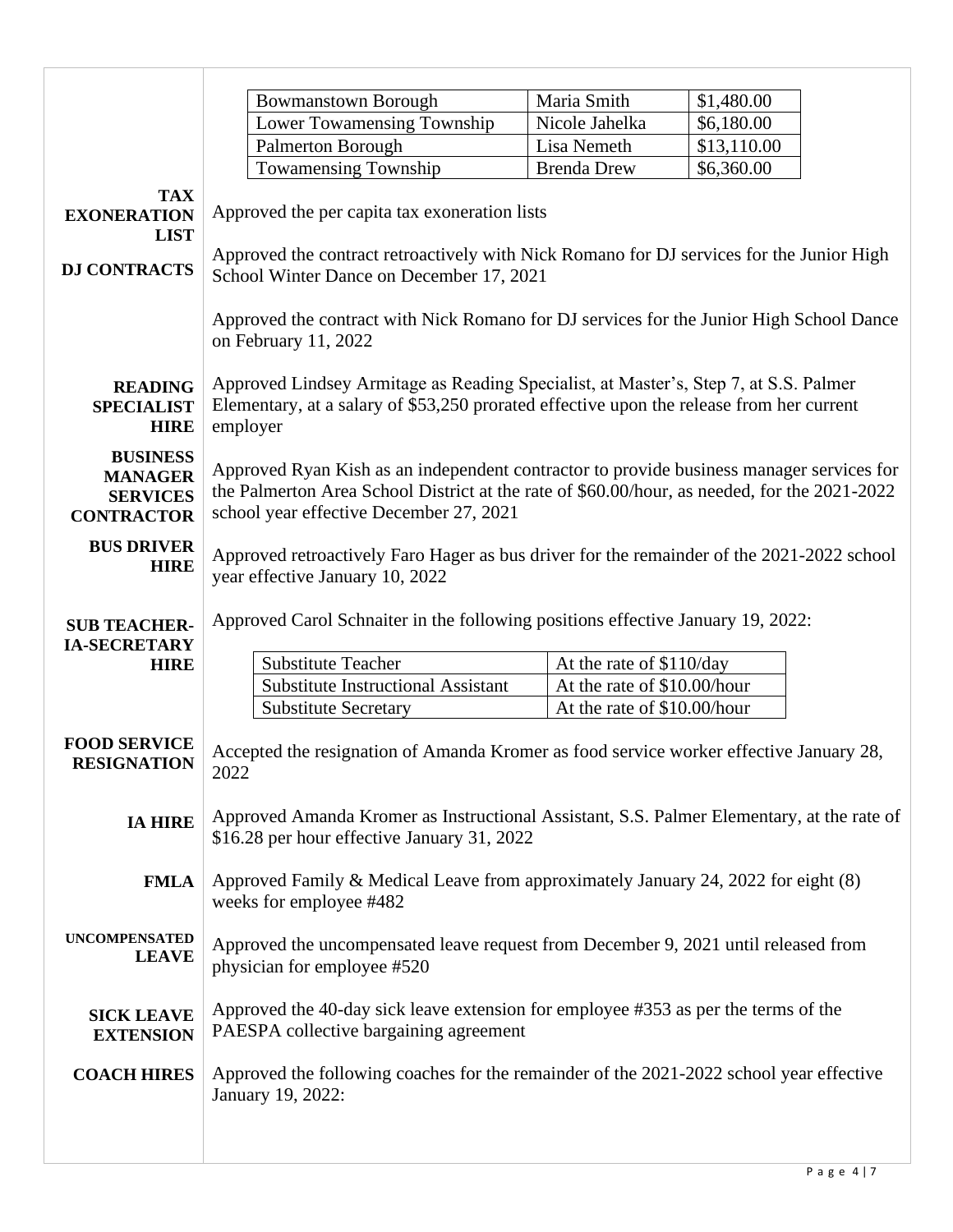| Bowmanstown Borough | Maria Smith | $1,480.00 |
|---|---|---|
| Lower Towamensing Township | Nicole Jahelka | $6,180.00 |
| Palmerton Borough | Lisa Nemeth | $13,110.00 |
| Towamensing Township | Brenda Drew | $6,360.00 |

**TAX EXONERATION LIST**

Approved the per capita tax exoneration lists

**DJ CONTRACTS**

Approved the contract retroactively with Nick Romano for DJ services for the Junior High School Winter Dance on December 17, 2021

Approved the contract with Nick Romano for DJ services for the Junior High School Dance on February 11, 2022

**READING SPECIALIST HIRE**

Approved Lindsey Armitage as Reading Specialist, at Master's, Step 7, at S.S. Palmer Elementary, at a salary of $53,250 prorated effective upon the release from her current employer

**BUSINESS MANAGER SERVICES CONTRACTOR**

Approved Ryan Kish as an independent contractor to provide business manager services for the Palmerton Area School District at the rate of $60.00/hour, as needed, for the 2021-2022 school year effective December 27, 2021

**BUS DRIVER HIRE**

Approved retroactively Faro Hager as bus driver for the remainder of the 2021-2022 school year effective January 10, 2022

**SUB TEACHER-IA-SECRETARY HIRE**

Approved Carol Schnaiter in the following positions effective January 19, 2022:

| Substitute Teacher | At the rate of $110/day |
|---|---|
| Substitute Instructional Assistant | At the rate of $10.00/hour |
| Substitute Secretary | At the rate of $10.00/hour |

**FOOD SERVICE RESIGNATION**

Accepted the resignation of Amanda Kromer as food service worker effective January 28, 2022

**IA HIRE**

Approved Amanda Kromer as Instructional Assistant, S.S. Palmer Elementary, at the rate of $16.28 per hour effective January 31, 2022

**FMLA**

Approved Family & Medical Leave from approximately January 24, 2022 for eight (8) weeks for employee #482

**UNCOMPENSATED LEAVE**

Approved the uncompensated leave request from December 9, 2021 until released from physician for employee #520

**SICK LEAVE EXTENSION**

Approved the 40-day sick leave extension for employee #353 as per the terms of the PAESPA collective bargaining agreement

**COACH HIRES**

Approved the following coaches for the remainder of the 2021-2022 school year effective January 19, 2022: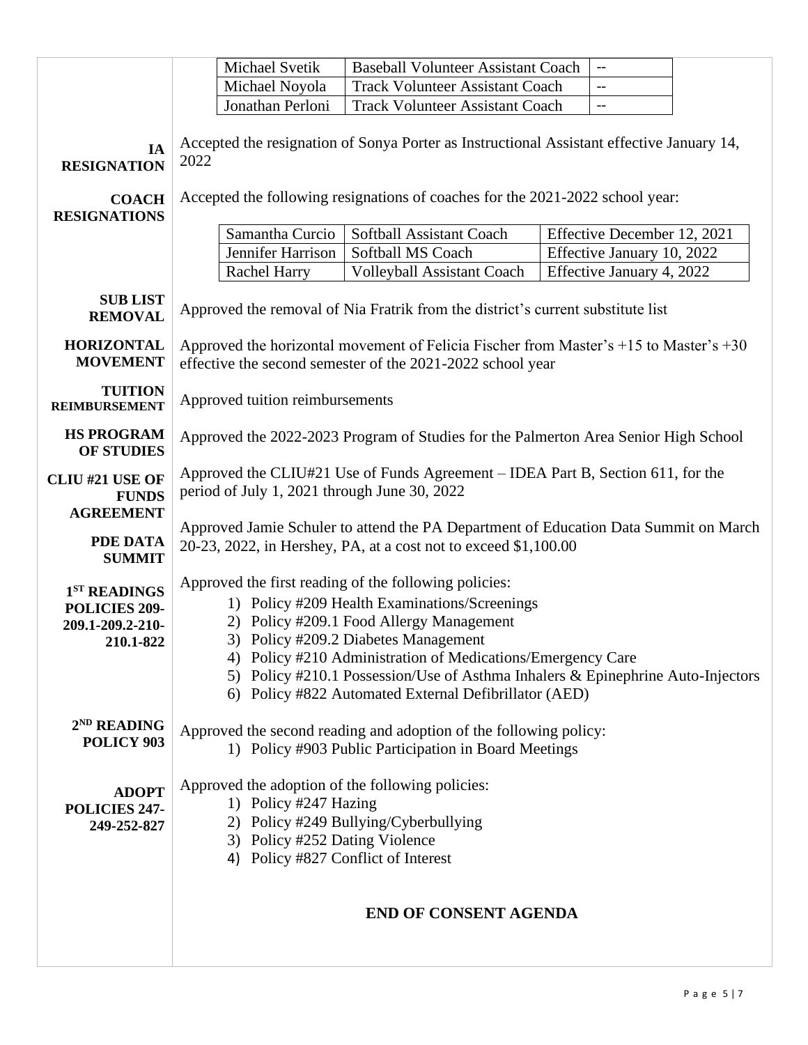| Michael Svetik | Baseball Volunteer Assistant Coach | -- |
|---|---|---|
| Michael Noyola | Track Volunteer Assistant Coach | -- |
| Jonathan Perloni | Track Volunteer Assistant Coach | -- |

**IA RESIGNATION**

Accepted the resignation of Sonya Porter as Instructional Assistant effective January 14, 2022

**COACH RESIGNATIONS**

Accepted the following resignations of coaches for the 2021-2022 school year:

| Samantha Curcio | Softball Assistant Coach | Effective December 12, 2021 |
|---|---|---|
| Jennifer Harrison | Softball MS Coach | Effective January 10, 2022 |
| Rachel Harry | Volleyball Assistant Coach | Effective January 4, 2022 |

**SUB LIST REMOVAL**

Approved the removal of Nia Fratrik from the district's current substitute list

**HORIZONTAL MOVEMENT**

Approved the horizontal movement of Felicia Fischer from Master's +15 to Master's +30 effective the second semester of the 2021-2022 school year

**TUITION REIMBURSEMENT**

Approved tuition reimbursements

**HS PROGRAM OF STUDIES**

Approved the 2022-2023 Program of Studies for the Palmerton Area Senior High School

**CLIU #21 USE OF FUNDS AGREEMENT**

Approved the CLIU#21 Use of Funds Agreement – IDEA Part B, Section 611, for the period of July 1, 2021 through June 30, 2022

**PDE DATA SUMMIT**

Approved Jamie Schuler to attend the PA Department of Education Data Summit on March 20-23, 2022, in Hershey, PA, at a cost not to exceed $1,100.00

**1ST READINGS POLICIES 209-209.1-209.2-210-210.1-822**

Approved the first reading of the following policies:

1) Policy #209 Health Examinations/Screenings
2) Policy #209.1 Food Allergy Management
3) Policy #209.2 Diabetes Management
4) Policy #210 Administration of Medications/Emergency Care
5) Policy #210.1 Possession/Use of Asthma Inhalers & Epinephrine Auto-Injectors
6) Policy #822 Automated External Defibrillator (AED)

**2ND READING POLICY 903**

Approved the second reading and adoption of the following policy:

1) Policy #903 Public Participation in Board Meetings

**ADOPT POLICIES 247-249-252-827**

Approved the adoption of the following policies:

1) Policy #247 Hazing
2) Policy #249 Bullying/Cyberbullying
3) Policy #252 Dating Violence
4) Policy #827 Conflict of Interest

**END OF CONSENT AGENDA**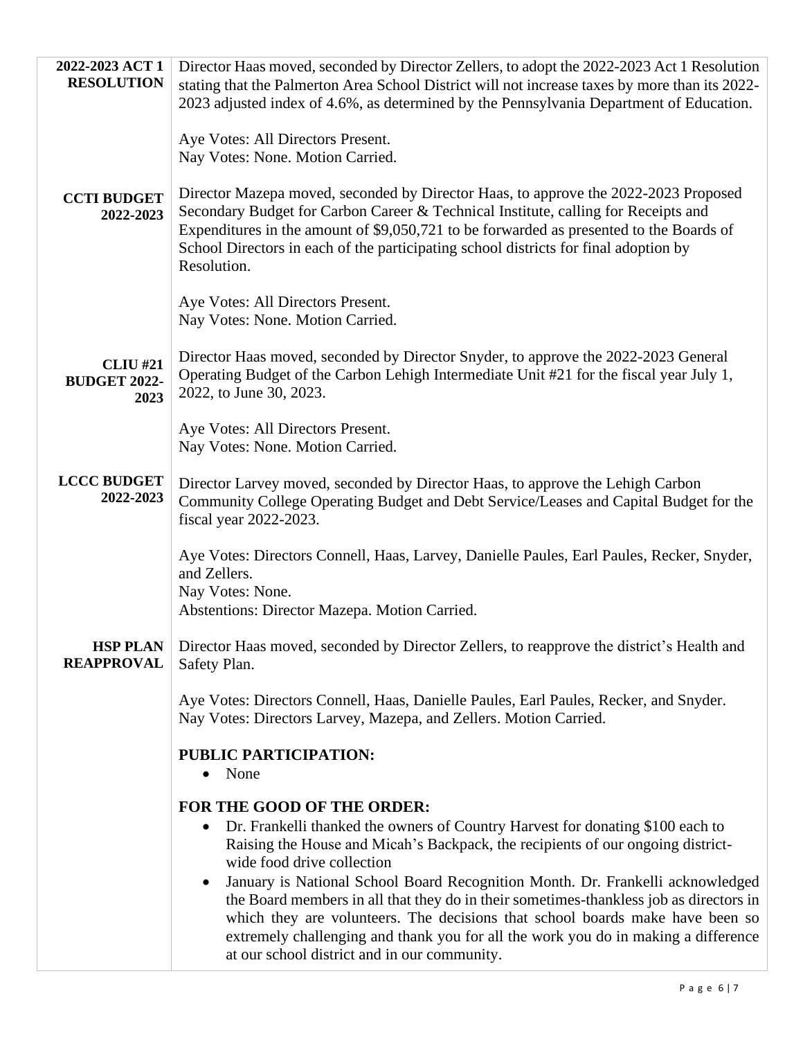**2022-2023 ACT 1 RESOLUTION**

Director Haas moved, seconded by Director Zellers, to adopt the 2022-2023 Act 1 Resolution stating that the Palmerton Area School District will not increase taxes by more than its 2022-2023 adjusted index of 4.6%, as determined by the Pennsylvania Department of Education.

Aye Votes: All Directors Present.
Nay Votes: None. Motion Carried.

**CCTI BUDGET 2022-2023**

Director Mazepa moved, seconded by Director Haas, to approve the 2022-2023 Proposed Secondary Budget for Carbon Career & Technical Institute, calling for Receipts and Expenditures in the amount of $9,050,721 to be forwarded as presented to the Boards of School Directors in each of the participating school districts for final adoption by Resolution.

Aye Votes: All Directors Present.
Nay Votes: None. Motion Carried.

**CLIU #21 BUDGET 2022-2023**

Director Haas moved, seconded by Director Snyder, to approve the 2022-2023 General Operating Budget of the Carbon Lehigh Intermediate Unit #21 for the fiscal year July 1, 2022, to June 30, 2023.

Aye Votes: All Directors Present.
Nay Votes: None. Motion Carried.

**LCCC BUDGET 2022-2023**

Director Larvey moved, seconded by Director Haas, to approve the Lehigh Carbon Community College Operating Budget and Debt Service/Leases and Capital Budget for the fiscal year 2022-2023.

Aye Votes: Directors Connell, Haas, Larvey, Danielle Paules, Earl Paules, Recker, Snyder, and Zellers.
Nay Votes: None.
Abstentions: Director Mazepa. Motion Carried.

**HSP PLAN REAPPROVAL**

Director Haas moved, seconded by Director Zellers, to reapprove the district's Health and Safety Plan.

Aye Votes: Directors Connell, Haas, Danielle Paules, Earl Paules, Recker, and Snyder.
Nay Votes: Directors Larvey, Mazepa, and Zellers. Motion Carried.

**PUBLIC PARTICIPATION:**

- None

**FOR THE GOOD OF THE ORDER:**

- Dr. Frankelli thanked the owners of Country Harvest for donating $100 each to Raising the House and Micah's Backpack, the recipients of our ongoing district-wide food drive collection
- January is National School Board Recognition Month. Dr. Frankelli acknowledged the Board members in all that they do in their sometimes-thankless job as directors in which they are volunteers. The decisions that school boards make have been so extremely challenging and thank you for all the work you do in making a difference at our school district and in our community.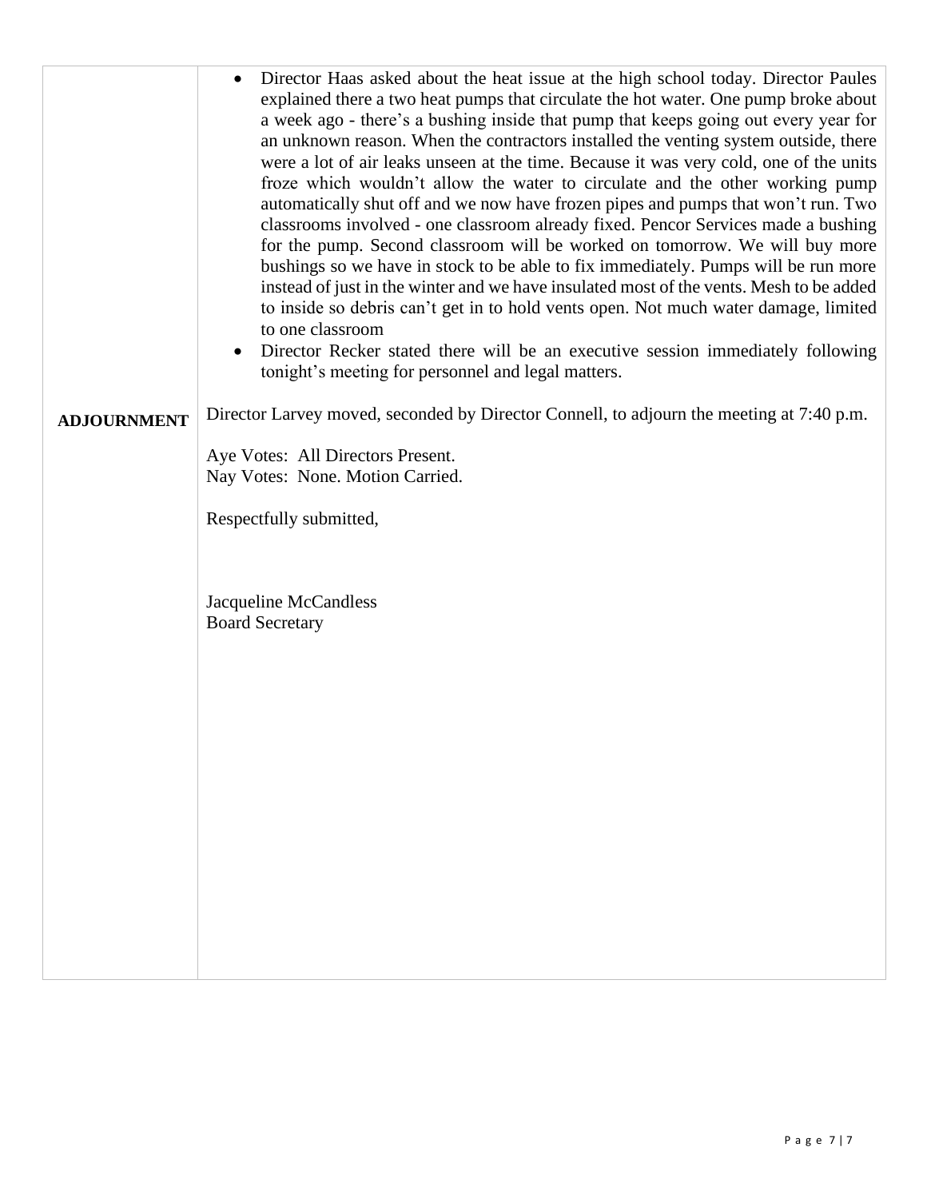| | |
|---|---|
| | • Director Haas asked about the heat issue at the high school today. Director Paules explained there a two heat pumps that circulate the hot water. One pump broke about a week ago - there's a bushing inside that pump that keeps going out every year for an unknown reason. When the contractors installed the venting system outside, there were a lot of air leaks unseen at the time. Because it was very cold, one of the units froze which wouldn't allow the water to circulate and the other working pump automatically shut off and we now have frozen pipes and pumps that won't run. Two classrooms involved - one classroom already fixed. Pencor Services made a bushing for the pump. Second classroom will be worked on tomorrow. We will buy more bushings so we have in stock to be able to fix immediately. Pumps will be run more instead of just in the winter and we have insulated most of the vents. Mesh to be added to inside so debris can't get in to hold vents open. Not much water damage, limited to one classroom<br>• Director Recker stated there will be an executive session immediately following tonight's meeting for personnel and legal matters. |
| **ADJOURNMENT** | Director Larvey moved, seconded by Director Connell, to adjourn the meeting at 7:40 p.m.<br><br>Aye Votes: All Directors Present.<br>Nay Votes: None. Motion Carried.<br><br>Respectfully submitted,<br><br>Jacqueline McCandless<br>Board Secretary |